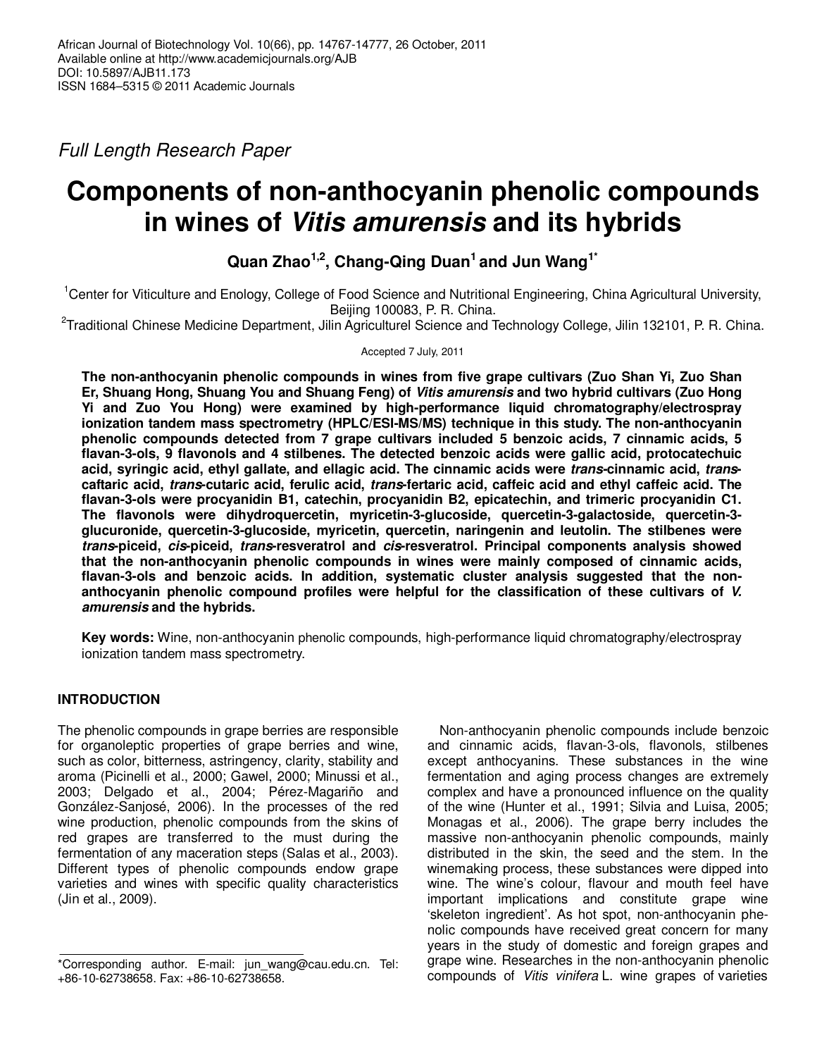Full Length Research Paper

# Components of non-anthocyanin phenolic compounds in wines of *Vitis amurensis* and its hybrids

**Quan Zhao[1,2], Chang-Qing Duan[1] and Jun Wang[1*]**

[1]Center for Viticulture and Enology, College of Food Science and Nutritional Engineering, China Agricultural University, Beijing 100083, P. R. China.

[2]Traditional Chinese Medicine Department, Jilin Agriculturel Science and Technology College, Jilin 132101, P. R. China.

Accepted 7 July, 2011

**The non-anthocyanin phenolic compounds in wines from five grape cultivars (Zuo Shan Yi, Zuo Shan Er, Shuang Hong, Shuang You and Shuang Feng) of *Vitis amurensis* and two hybrid cultivars (Zuo Hong Yi and Zuo You Hong) were examined by high-performance liquid chromatography/electrospray ionization tandem mass spectrometry (HPLC/ESI-MS/MS) technique in this study. The non-anthocyanin phenolic compounds detected from 7 grape cultivars included 5 benzoic acids, 7 cinnamic acids, 5 flavan-3-ols, 9 flavonols and 4 stilbenes. The detected benzoic acids were gallic acid, protocatechuic acid, syringic acid, ethyl gallate, and ellagic acid. The cinnamic acids were *trans*-cinnamic acid, *trans*-caftaric acid, *trans*-cutaric acid, ferulic acid, *trans*-fertaric acid, caffeic acid and ethyl caffeic acid. The flavan-3-ols were procyanidin B1, catechin, procyanidin B2, epicatechin, and trimeric procyanidin C1. The flavonols were dihydroquercetin, myricetin-3-glucoside, quercetin-3-galactoside, quercetin-3-glucuronide, quercetin-3-glucoside, myricetin, quercetin, naringenin and leutolin. The stilbenes were *trans*-piceid, *cis*-piceid, *trans*-resveratrol and *cis*-resveratrol. Principal components analysis showed that the non-anthocyanin phenolic compounds in wines were mainly composed of cinnamic acids, flavan-3-ols and benzoic acids. In addition, systematic cluster analysis suggested that the non-anthocyanin phenolic compound profiles were helpful for the classification of these cultivars of *V. amurensis* and the hybrids.**

**Key words:** Wine, non-anthocyanin phenolic compounds, high-performance liquid chromatography/electrospray ionization tandem mass spectrometry.

## INTRODUCTION

The phenolic compounds in grape berries are responsible for organoleptic properties of grape berries and wine, such as color, bitterness, astringency, clarity, stability and aroma (Picinelli et al., 2000; Gawel, 2000; Minussi et al., 2003; Delgado et al., 2004; Pérez-Magariño and González-Sanjosé, 2006). In the processes of the red wine production, phenolic compounds from the skins of red grapes are transferred to the must during the fermentation of any maceration steps (Salas et al., 2003). Different types of phenolic compounds endow grape varieties and wines with specific quality characteristics (Jin et al., 2009).

Non-anthocyanin phenolic compounds include benzoic and cinnamic acids, flavan-3-ols, flavonols, stilbenes except anthocyanins. These substances in the wine fermentation and aging process changes are extremely complex and have a pronounced influence on the quality of the wine (Hunter et al., 1991; Silvia and Luisa, 2005; Monagas et al., 2006). The grape berry includes the massive non-anthocyanin phenolic compounds, mainly distributed in the skin, the seed and the stem. In the winemaking process, these substances were dipped into wine. The wine's colour, flavour and mouth feel have important implications and constitute grape wine 'skeleton ingredient'. As hot spot, non-anthocyanin phenolic compounds have received great concern for many years in the study of domestic and foreign grapes and grape wine. Researches in the non-anthocyanin phenolic compounds of *Vitis vinifera* L. wine grapes of varieties

*Corresponding author. E-mail: jun_wang@cau.edu.cn. Tel: +86-10-62738658. Fax: +86-10-62738658.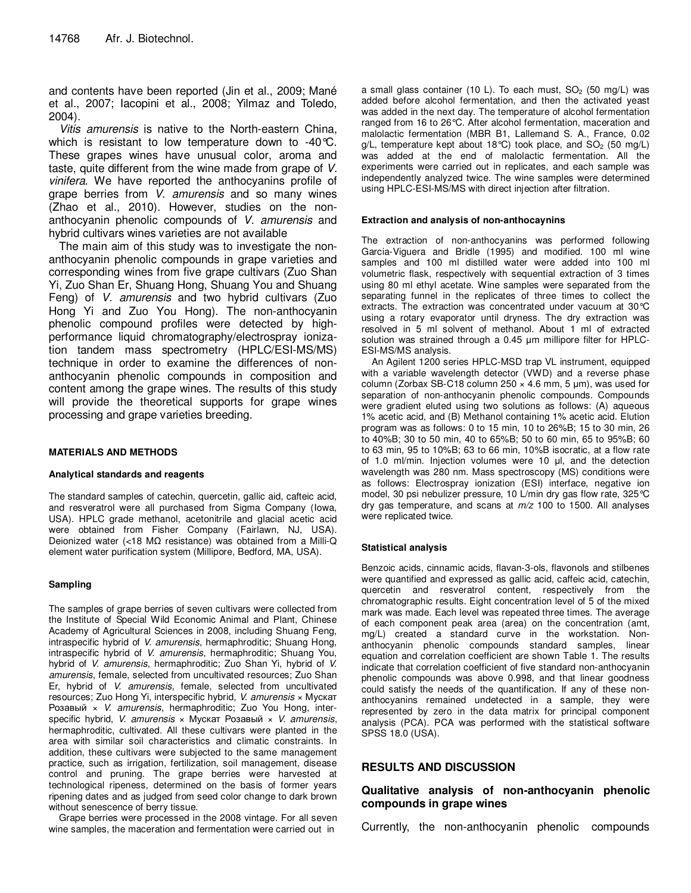and contents have been reported (Jin et al., 2009; Mané et al., 2007; Iacopini et al., 2008; Yilmaz and Toledo, 2004).

*Vitis amurensis* is native to the North-eastern China, which is resistant to low temperature down to -40°C. These grapes wines have unusual color, aroma and taste, quite different from the wine made from grape of *V. vinifera*. We have reported the anthocyanins profile of grape berries from *V. amurensis* and so many wines (Zhao et al., 2010). However, studies on the non-anthocyanin phenolic compounds of *V. amurensis* and hybrid cultivars wines varieties are not available

The main aim of this study was to investigate the non-anthocyanin phenolic compounds in grape varieties and corresponding wines from five grape cultivars (Zuo Shan Yi, Zuo Shan Er, Shuang Hong, Shuang You and Shuang Feng) of *V. amurensis* and two hybrid cultivars (Zuo Hong Yi and Zuo You Hong). The non-anthocyanin phenolic compound profiles were detected by high-performance liquid chromatography/electrospray ionization tandem mass spectrometry (HPLC/ESI-MS/MS) technique in order to examine the differences of non-anthocyanin phenolic compounds in composition and content among the grape wines. The results of this study will provide the theoretical supports for grape wines processing and grape varieties breeding.

## MATERIALS AND METHODS

### Analytical standards and reagents

The standard samples of catechin, quercetin, gallic aid, cafteic acid, and resveratrol were all purchased from Sigma Company (Iowa, USA). HPLC grade methanol, acetonitrile and glacial acetic acid were obtained from Fisher Company (Fairlawn, NJ, USA). Deionized water (<18 MΩ resistance) was obtained from a Milli-Q element water purification system (Millipore, Bedford, MA, USA).

### Sampling

The samples of grape berries of seven cultivars were collected from the Institute of Special Wild Economic Animal and Plant, Chinese Academy of Agricultural Sciences in 2008, including Shuang Feng, intraspecific hybrid of *V. amurensis*, hermaphroditic; Shuang Hong, intraspecific hybrid of *V. amurensis*, hermaphroditic; Shuang You, hybrid of *V. amurensis*, hermaphroditic; Zuo Shan Yi, hybrid of *V. amurensis*, female, selected from uncultivated resources; Zuo Shan Er, hybrid of *V. amurensis*, female, selected from uncultivated resources; Zuo Hong Yi, interspecific hybrid, *V. amurensis* × Мускат Розавый × *V. amurensis*, hermaphroditic; Zuo You Hong, interspecific hybrid, *V. amurensis* × Мускат Розавый × *V. amurensis*, hermaphroditic, cultivated. All these cultivars were planted in the area with similar soil characteristics and climatic constraints. In addition, these cultivars were subjected to the same management practice, such as irrigation, fertilization, soil management, disease control and pruning. The grape berries were harvested at technological ripeness, determined on the basis of former years ripening dates and as judged from seed color change to dark brown without senescence of berry tissue.

Grape berries were processed in the 2008 vintage. For all seven wine samples, the maceration and fermentation were carried out in a small glass container (10 L). To each must, $SO_2$ (50 mg/L) was added before alcohol fermentation, and then the activated yeast was added in the next day. The temperature of alcohol fermentation ranged from 16 to 26°C. After alcohol fermentation, maceration and malolactic fermentation (MBR B1, Lallemand S. A., France, 0.02 g/L, temperature kept about 18°C) took place, and $SO_2$ (50 mg/L) was added at the end of malolactic fermentation. All the experiments were carried out in replicates, and each sample was independently analyzed twice. The wine samples were determined using HPLC-ESI-MS/MS with direct injection after filtration.

### Extraction and analysis of non-anthocaynins

The extraction of non-anthocyanins was performed following Garcia-Viguera and Bridle (1995) and modified. 100 ml wine samples and 100 ml distilled water were added into 100 ml volumetric flask, respectively with sequential extraction of 3 times using 80 ml ethyl acetate. Wine samples were separated from the separating funnel in the replicates of three times to collect the extracts. The extraction was concentrated under vacuum at 30°C using a rotary evaporator until dryness. The dry extraction was resolved in 5 ml solvent of methanol. About 1 ml of extracted solution was strained through a 0.45 μm millipore filter for HPLC-ESI-MS/MS analysis.

An Agilent 1200 series HPLC-MSD trap VL instrument, equipped with a variable wavelength detector (VWD) and a reverse phase column (Zorbax SB-C18 column 250 × 4.6 mm, 5 μm), was used for separation of non-anthocyanin phenolic compounds. Compounds were gradient eluted using two solutions as follows: (A) aqueous 1% acetic acid, and (B) Methanol containing 1% acetic acid. Elution program was as follows: 0 to 15 min, 10 to 26%B; 15 to 30 min, 26 to 40%B; 30 to 50 min, 40 to 65%B; 50 to 60 min, 65 to 95%B; 60 to 63 min, 95 to 10%B; 63 to 66 min, 10%B isocratic, at a flow rate of 1.0 ml/min. Injection volumes were 10 μl, and the detection wavelength was 280 nm. Mass spectroscopy (MS) conditions were as follows: Electrospray ionization (ESI) interface, negative ion model, 30 psi nebulizer pressure, 10 L/min dry gas flow rate, 325°C dry gas temperature, and scans at $m/z$ 100 to 1500. All analyses were replicated twice.

### Statistical analysis

Benzoic acids, cinnamic acids, flavan-3-ols, flavonols and stilbenes were quantified and expressed as gallic acid, caffeic acid, catechin, quercetin and resveratrol content, respectively from the chromatographic results. Eight concentration level of 5 of the mixed mark was made. Each level was repeated three times. The average of each component peak area (area) on the concentration (amt, mg/L) created a standard curve in the workstation. Non-anthocyanin phenolic compounds standard samples, linear equation and correlation coefficient are shown Table 1. The results indicate that correlation coefficient of five standard non-anthocyanin phenolic compounds was above 0.998, and that linear goodness could satisfy the needs of the quantification. If any of these non-anthocyanins remained undetected in a sample, they were represented by zero in the data matrix for principal component analysis (PCA). PCA was performed with the statistical software SPSS 18.0 (USA).

## RESULTS AND DISCUSSION

### Qualitative analysis of non-anthocyanin phenolic compounds in grape wines

Currently, the non-anthocyanin phenolic compounds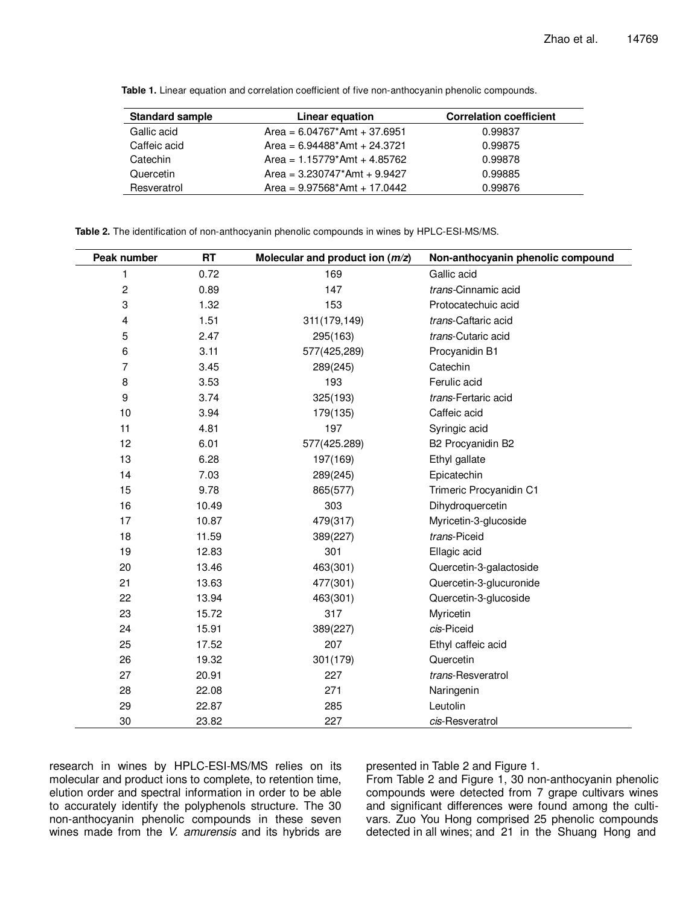**Table 1.** Linear equation and correlation coefficient of five non-anthocyanin phenolic compounds.

| Standard sample | Linear equation | Correlation coefficient |
|---|---|---|
| Gallic acid | Area = 6.04767*Amt + 37.6951 | 0.99837 |
| Caffeic acid | Area = 6.94488*Amt + 24.3721 | 0.99875 |
| Catechin | Area = 1.15779*Amt + 4.85762 | 0.99878 |
| Quercetin | Area = 3.230747*Amt + 9.9427 | 0.99885 |
| Resveratrol | Area = 9.97568*Amt + 17.0442 | 0.99876 |

**Table 2.** The identification of non-anthocyanin phenolic compounds in wines by HPLC-ESI-MS/MS.

| Peak number | RT | Molecular and product ion (*m/z*) | Non-anthocyanin phenolic compound |
|---|---|---|---|
| 1 | 0.72 | 169 | Gallic acid |
| 2 | 0.89 | 147 | *trans*-Cinnamic acid |
| 3 | 1.32 | 153 | Protocatechuic acid |
| 4 | 1.51 | 311(179,149) | *trans*-Caftaric acid |
| 5 | 2.47 | 295(163) | *trans*-Cutaric acid |
| 6 | 3.11 | 577(425,289) | Procyanidin B1 |
| 7 | 3.45 | 289(245) | Catechin |
| 8 | 3.53 | 193 | Ferulic acid |
| 9 | 3.74 | 325(193) | *trans*-Fertaric acid |
| 10 | 3.94 | 179(135) | Caffeic acid |
| 11 | 4.81 | 197 | Syringic acid |
| 12 | 6.01 | 577(425.289) | B2 Procyanidin B2 |
| 13 | 6.28 | 197(169) | Ethyl gallate |
| 14 | 7.03 | 289(245) | Epicatechin |
| 15 | 9.78 | 865(577) | Trimeric Procyanidin C1 |
| 16 | 10.49 | 303 | Dihydroquercetin |
| 17 | 10.87 | 479(317) | Myricetin-3-glucoside |
| 18 | 11.59 | 389(227) | *trans*-Piceid |
| 19 | 12.83 | 301 | Ellagic acid |
| 20 | 13.46 | 463(301) | Quercetin-3-galactoside |
| 21 | 13.63 | 477(301) | Quercetin-3-glucuronide |
| 22 | 13.94 | 463(301) | Quercetin-3-glucoside |
| 23 | 15.72 | 317 | Myricetin |
| 24 | 15.91 | 389(227) | *cis*-Piceid |
| 25 | 17.52 | 207 | Ethyl caffeic acid |
| 26 | 19.32 | 301(179) | Quercetin |
| 27 | 20.91 | 227 | *trans*-Resveratrol |
| 28 | 22.08 | 271 | Naringenin |
| 29 | 22.87 | 285 | Leutolin |
| 30 | 23.82 | 227 | *cis*-Resveratrol |

research in wines by HPLC-ESI-MS/MS relies on its molecular and product ions to complete, to retention time, elution order and spectral information in order to be able to accurately identify the polyphenols structure. The 30 non-anthocyanin phenolic compounds in these seven wines made from the *V. amurensis* and its hybrids are presented in Table 2 and Figure 1.

From Table 2 and Figure 1, 30 non-anthocyanin phenolic compounds were detected from 7 grape cultivars wines and significant differences were found among the cultivars. Zuo You Hong comprised 25 phenolic compounds detected in all wines; and 21 in the Shuang Hong and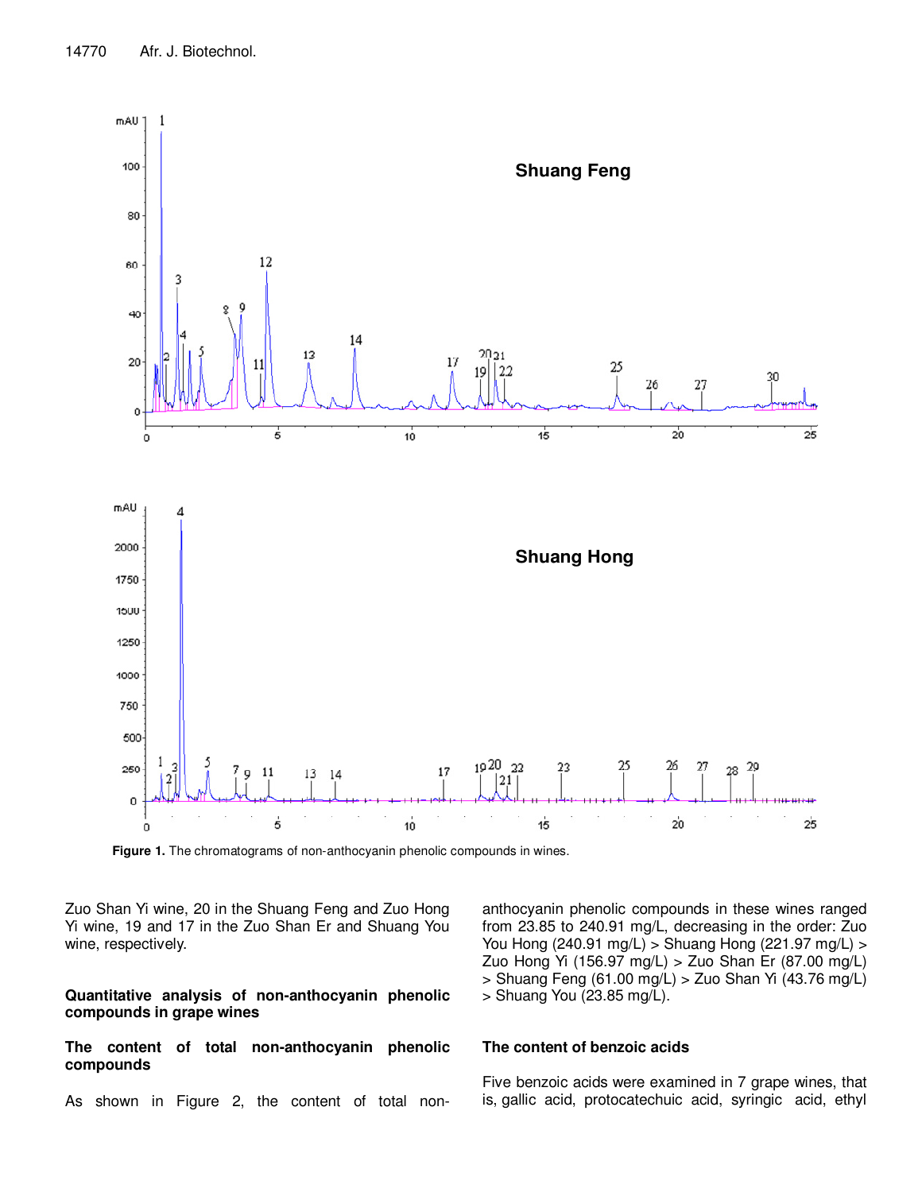**Figure 1.** The chromatograms of non-anthocyanin phenolic compounds in wines.

Zuo Shan Yi wine, 20 in the Shuang Feng and Zuo Hong Yi wine, 19 and 17 in the Zuo Shan Er and Shuang You wine, respectively.

## Quantitative analysis of non-anthocyanin phenolic compounds in grape wines

### The content of total non-anthocyanin phenolic compounds

As shown in Figure 2, the content of total non-anthocyanin phenolic compounds in these wines ranged from 23.85 to 240.91 mg/L, decreasing in the order: Zuo You Hong (240.91 mg/L) > Shuang Hong (221.97 mg/L) > Zuo Hong Yi (156.97 mg/L) > Zuo Shan Er (87.00 mg/L) > Shuang Feng (61.00 mg/L) > Zuo Shan Yi (43.76 mg/L) > Shuang You (23.85 mg/L).

### The content of benzoic acids

Five benzoic acids were examined in 7 grape wines, that is, gallic acid, protocatechuic acid, syringic acid, ethyl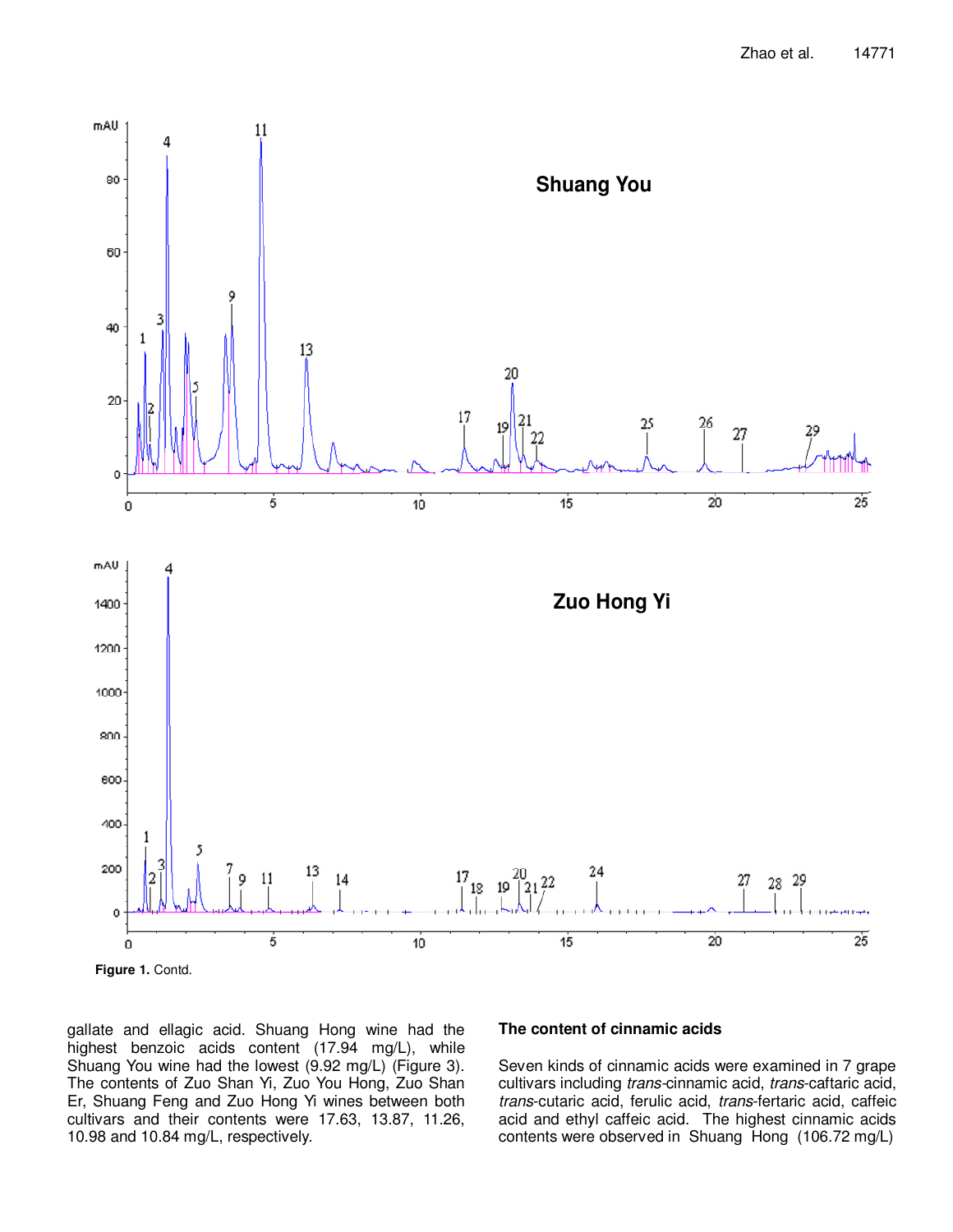**Figure 1.** Contd.

gallate and ellagic acid. Shuang Hong wine had the highest benzoic acids content (17.94 mg/L), while Shuang You wine had the lowest (9.92 mg/L) (Figure 3). The contents of Zuo Shan Yi, Zuo You Hong, Zuo Shan Er, Shuang Feng and Zuo Hong Yi wines between both cultivars and their contents were 17.63, 13.87, 11.26, 10.98 and 10.84 mg/L, respectively.

### The content of cinnamic acids

Seven kinds of cinnamic acids were examined in 7 grape cultivars including *trans*-cinnamic acid, *trans*-caftaric acid, *trans*-cutaric acid, ferulic acid, *trans*-fertaric acid, caffeic acid and ethyl caffeic acid. The highest cinnamic acids contents were observed in Shuang Hong (106.72 mg/L)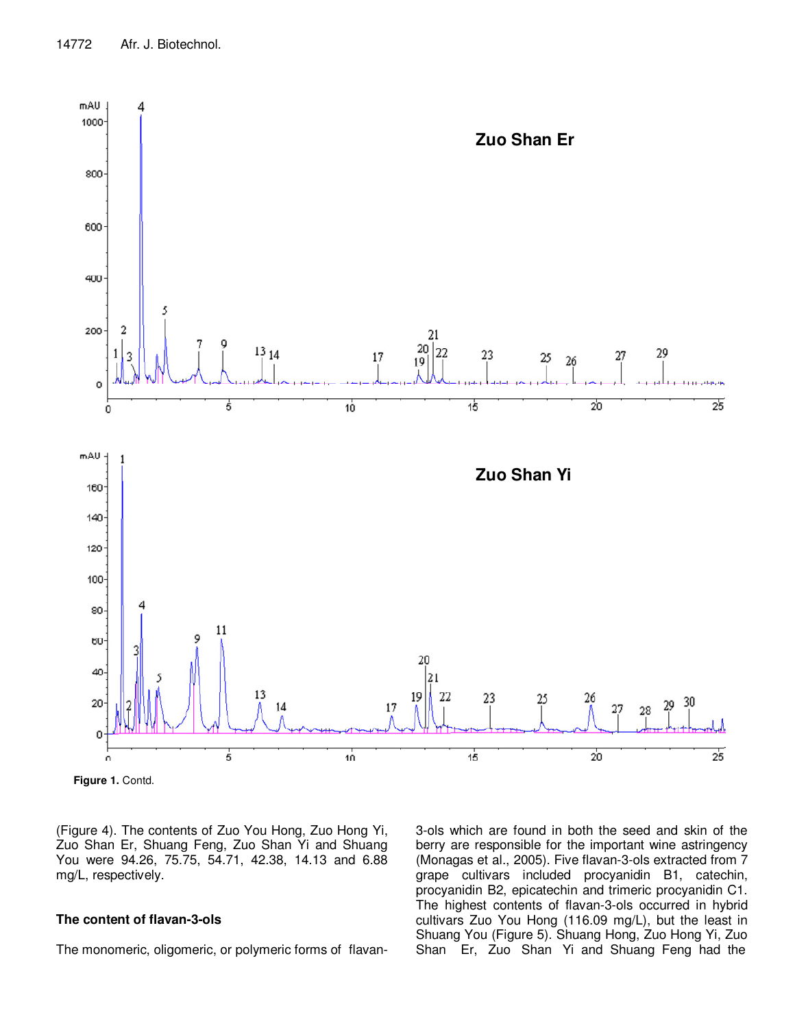**Figure 1.** Contd.

(Figure 4). The contents of Zuo You Hong, Zuo Hong Yi, Zuo Shan Er, Shuang Feng, Zuo Shan Yi and Shuang You were 94.26, 75.75, 54.71, 42.38, 14.13 and 6.88 mg/L, respectively.

### The content of flavan-3-ols

The monomeric, oligomeric, or polymeric forms of flavan-3-ols which are found in both the seed and skin of the berry are responsible for the important wine astringency (Monagas et al., 2005). Five flavan-3-ols extracted from 7 grape cultivars included procyanidin B1, catechin, procyanidin B2, epicatechin and trimeric procyanidin C1. The highest contents of flavan-3-ols occurred in hybrid cultivars Zuo You Hong (116.09 mg/L), but the least in Shuang You (Figure 5). Shuang Hong, Zuo Hong Yi, Zuo Shan Er, Zuo Shan Yi and Shuang Feng had the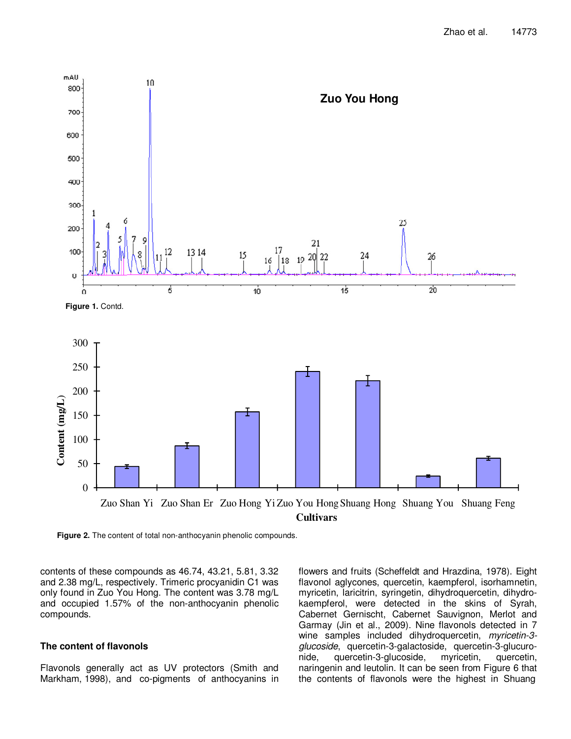Figure 1. Contd.

Figure 2. The content of total non-anthocyanin phenolic compounds.

contents of these compounds as 46.74, 43.21, 5.81, 3.32 and 2.38 mg/L, respectively. Trimeric procyanidin C1 was only found in Zuo You Hong. The content was 3.78 mg/L and occupied 1.57% of the non-anthocyanin phenolic compounds.

### The content of flavonols

Flavonols generally act as UV protectors (Smith and Markham, 1998), and co-pigments of anthocyanins in flowers and fruits (Scheffeldt and Hrazdina, 1978). Eight flavonol aglycones, quercetin, kaempferol, isorhamnetin, myricetin, laricitrin, syringetin, dihydroquercetin, dihydrokaempferol, were detected in the skins of Syrah, Cabernet Gernischt, Cabernet Sauvignon, Merlot and Garmay (Jin et al., 2009). Nine flavonols detected in 7 wine samples included dihydroquercetin, *myricetin-3-glucoside*, quercetin-3-galactoside, quercetin-3-glucuronide, quercetin-3-glucoside, myricetin, quercetin, naringenin and leutolin. It can be seen from Figure 6 that the contents of flavonols were the highest in Shuang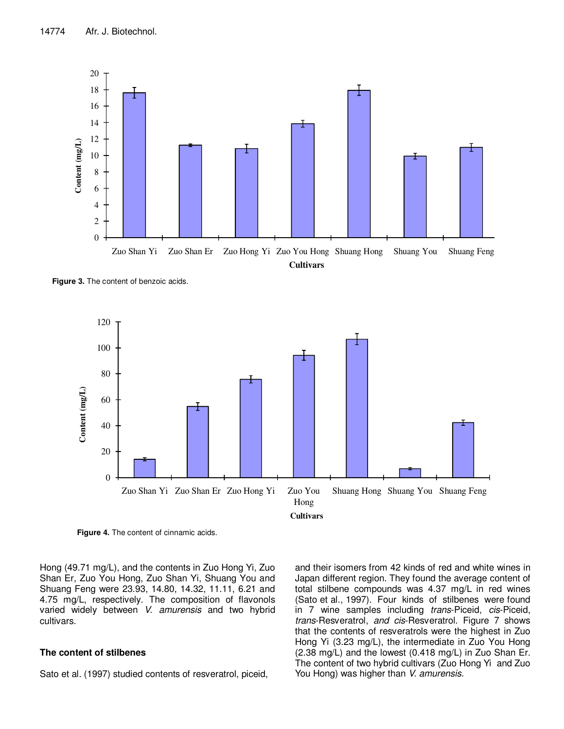Figure 3. The content of benzoic acids.

Figure 4. The content of cinnamic acids.

Hong (49.71 mg/L), and the contents in Zuo Hong Yi, Zuo Shan Er, Zuo You Hong, Zuo Shan Yi, Shuang You and Shuang Feng were 23.93, 14.80, 14.32, 11.11, 6.21 and 4.75 mg/L, respectively. The composition of flavonols varied widely between *V. amurensis* and two hybrid cultivars.

### The content of stilbenes

Sato et al. (1997) studied contents of resveratrol, piceid, and their isomers from 42 kinds of red and white wines in Japan different region. They found the average content of total stilbene compounds was 4.37 mg/L in red wines (Sato et al., 1997). Four kinds of stilbenes were found in 7 wine samples including *trans*-Piceid, *cis*-Piceid, *trans*-Resveratrol, *and cis*-Resveratrol. Figure 7 shows that the contents of resveratrols were the highest in Zuo Hong Yi (3.23 mg/L), the intermediate in Zuo You Hong (2.38 mg/L) and the lowest (0.418 mg/L) in Zuo Shan Er. The content of two hybrid cultivars (Zuo Hong Yi and Zuo You Hong) was higher than *V. amurensis*.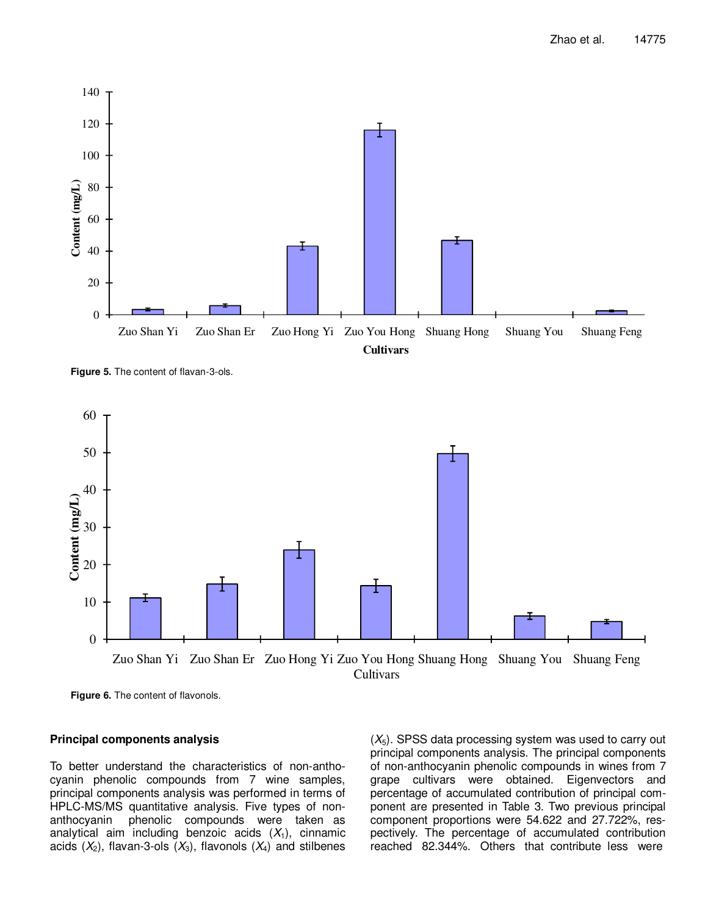Figure 5. The content of flavan-3-ols.

Figure 6. The content of flavonols.

**Principal components analysis**

To better understand the characteristics of non-anthocyanin phenolic compounds from 7 wine samples, principal components analysis was performed in terms of HPLC-MS/MS quantitative analysis. Five types of non-anthocyanin phenolic compounds were taken as analytical aim including benzoic acids ($X_1$), cinnamic acids ($X_2$), flavan-3-ols ($X_3$), flavonols ($X_4$) and stilbenes ($X_5$). SPSS data processing system was used to carry out principal components analysis. The principal components of non-anthocyanin phenolic compounds in wines from 7 grape cultivars were obtained. Eigenvectors and percentage of accumulated contribution of principal component are presented in Table 3. Two previous principal component proportions were 54.622 and 27.722%, respectively. The percentage of accumulated contribution reached 82.344%. Others that contribute less were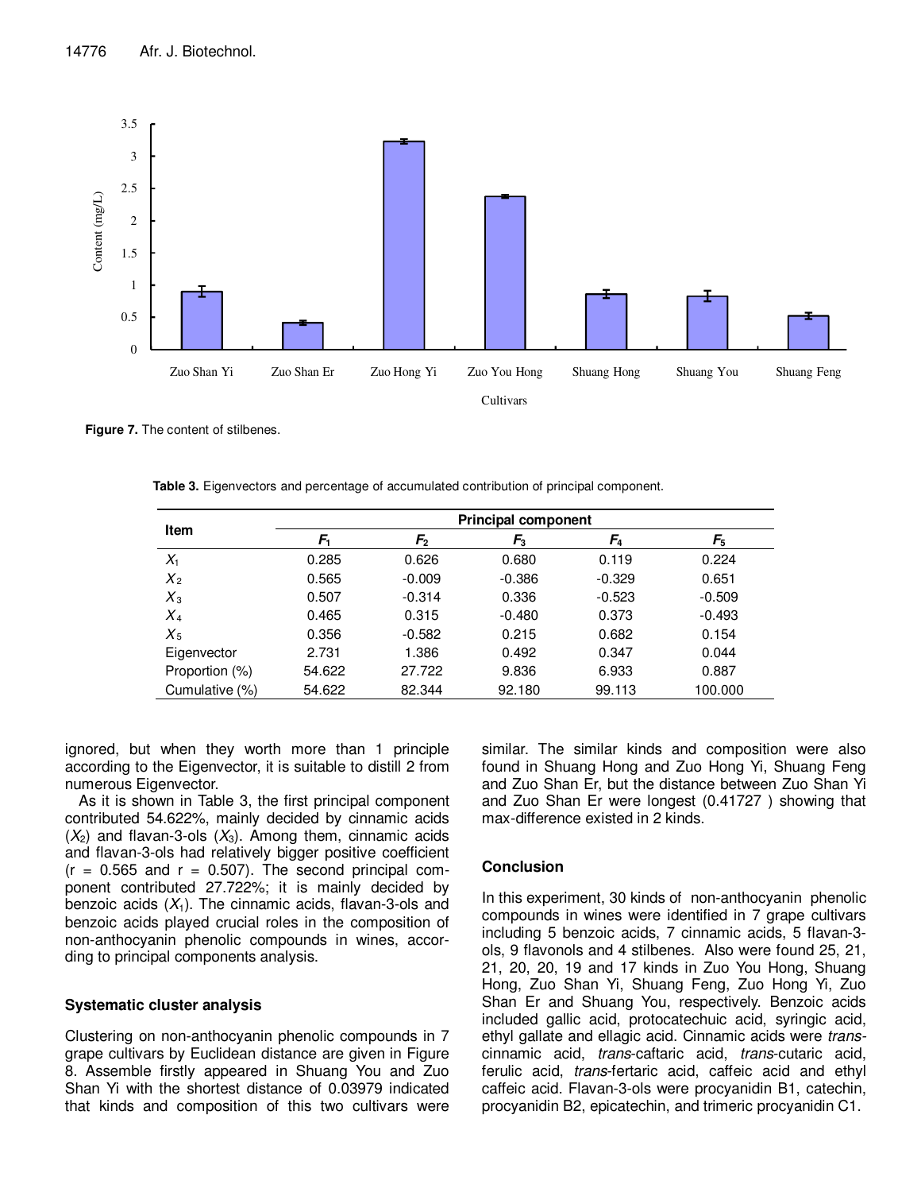Figure 7. The content of stilbenes.

Table 3. Eigenvectors and percentage of accumulated contribution of principal component.

| Item | Principal component | | | | |
|---|---|---|---|---|---|
| | $F_1$ | $F_2$ | $F_3$ | $F_4$ | $F_5$ |
| $X_1$ | 0.285 | 0.626 | 0.680 | 0.119 | 0.224 |
| $X_2$ | 0.565 | -0.009 | -0.386 | -0.329 | 0.651 |
| $X_3$ | 0.507 | -0.314 | 0.336 | -0.523 | -0.509 |
| $X_4$ | 0.465 | 0.315 | -0.480 | 0.373 | -0.493 |
| $X_5$ | 0.356 | -0.582 | 0.215 | 0.682 | 0.154 |
| Eigenvector | 2.731 | 1.386 | 0.492 | 0.347 | 0.044 |
| Proportion (%) | 54.622 | 27.722 | 9.836 | 6.933 | 0.887 |
| Cumulative (%) | 54.622 | 82.344 | 92.180 | 99.113 | 100.000 |

ignored, but when they worth more than 1 principle according to the Eigenvector, it is suitable to distill 2 from numerous Eigenvector.

As it is shown in Table 3, the first principal component contributed 54.622%, mainly decided by cinnamic acids ($X_2$) and flavan-3-ols ($X_3$). Among them, cinnamic acids and flavan-3-ols had relatively bigger positive coefficient ($r = 0.565$ and $r = 0.507$). The second principal component contributed 27.722%; it is mainly decided by benzoic acids ($X_1$). The cinnamic acids, flavan-3-ols and benzoic acids played crucial roles in the composition of non-anthocyanin phenolic compounds in wines, according to principal components analysis.

## Systematic cluster analysis

Clustering on non-anthocyanin phenolic compounds in 7 grape cultivars by Euclidean distance are given in Figure 8. Assemble firstly appeared in Shuang You and Zuo Shan Yi with the shortest distance of 0.03979 indicated that kinds and composition of this two cultivars were similar. The similar kinds and composition were also found in Shuang Hong and Zuo Hong Yi, Shuang Feng and Zuo Shan Er, but the distance between Zuo Shan Yi and Zuo Shan Er were longest (0.41727 ) showing that max-difference existed in 2 kinds.

## Conclusion

In this experiment, 30 kinds of non-anthocyanin phenolic compounds in wines were identified in 7 grape cultivars including 5 benzoic acids, 7 cinnamic acids, 5 flavan-3-ols, 9 flavonols and 4 stilbenes. Also were found 25, 21, 21, 20, 20, 19 and 17 kinds in Zuo You Hong, Shuang Hong, Zuo Shan Yi, Shuang Feng, Zuo Hong Yi, Zuo Shan Er and Shuang You, respectively. Benzoic acids included gallic acid, protocatechuic acid, syringic acid, ethyl gallate and ellagic acid. Cinnamic acids were *trans*-cinnamic acid, *trans*-caftaric acid, *trans*-cutaric acid, ferulic acid, *trans*-fertaric acid, caffeic acid and ethyl caffeic acid. Flavan-3-ols were procyanidin B1, catechin, procyanidin B2, epicatechin, and trimeric procyanidin C1.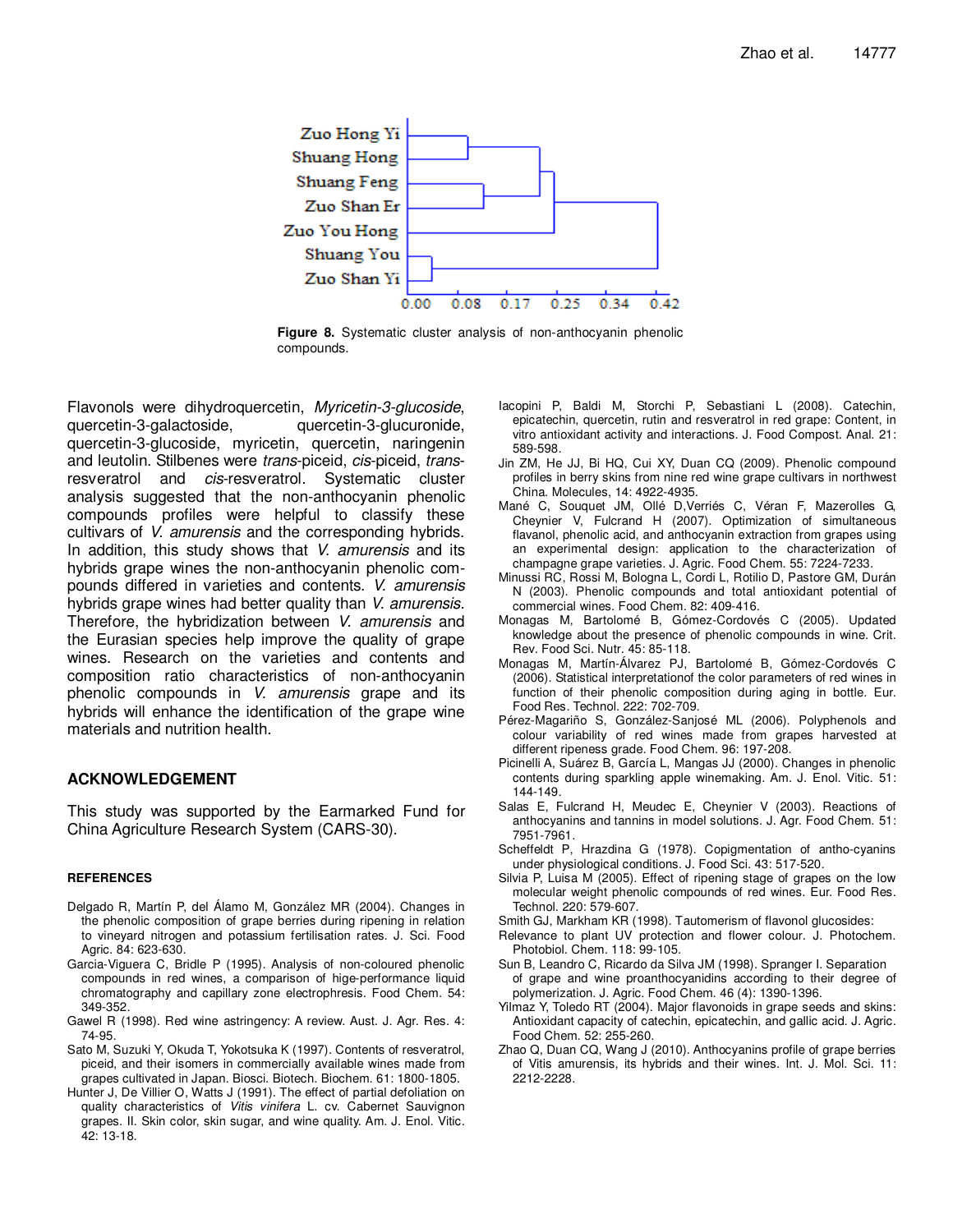Zuo Hong Yi
Shuang Hong
Shuang Feng
Zuo Shan Er
Zuo You Hong
Shuang You
Zuo Shan Yi

0.00 0.08 0.17 0.25 0.34 0.42

**Figure 8.** Systematic cluster analysis of non-anthocyanin phenolic compounds.

Flavonols were dihydroquercetin, *Myricetin-3-glucoside*, quercetin-3-galactoside, quercetin-3-glucuronide, quercetin-3-glucoside, myricetin, quercetin, naringenin and leutolin. Stilbenes were *trans*-piceid, *cis*-piceid, *trans*-resveratrol and *cis*-resveratrol. Systematic cluster analysis suggested that the non-anthocyanin phenolic compounds profiles were helpful to classify these cultivars of *V. amurensis* and the corresponding hybrids. In addition, this study shows that *V. amurensis* and its hybrids grape wines the non-anthocyanin phenolic compounds differed in varieties and contents. *V. amurensis* hybrids grape wines had better quality than *V. amurensis*. Therefore, the hybridization between *V. amurensis* and the Eurasian species help improve the quality of grape wines. Research on the varieties and contents and composition ratio characteristics of non-anthocyanin phenolic compounds in *V. amurensis* grape and its hybrids will enhance the identification of the grape wine materials and nutrition health.

## ACKNOWLEDGEMENT

This study was supported by the Earmarked Fund for China Agriculture Research System (CARS-30).

### REFERENCES

Delgado R, Martín P, del Álamo M, González MR (2004). Changes in the phenolic composition of grape berries during ripening in relation to vineyard nitrogen and potassium fertilisation rates. J. Sci. Food Agric. 84: 623-630.

Garcia-Viguera C, Bridle P (1995). Analysis of non-coloured phenolic compounds in red wines, a comparison of hige-performance liquid chromatography and capillary zone electrophresis. Food Chem. 54: 349-352.

Gawel R (1998). Red wine astringency: A review. Aust. J. Agr. Res. 4: 74-95.

Sato M, Suzuki Y, Okuda T, Yokotsuka K (1997). Contents of resveratrol, piceid, and their isomers in commercially available wines made from grapes cultivated in Japan. Biosci. Biotech. Biochem. 61: 1800-1805.

Hunter J, De Villier O, Watts J (1991). The effect of partial defoliation on quality characteristics of *Vitis vinifera* L. cv. Cabernet Sauvignon grapes. II. Skin color, skin sugar, and wine quality. Am. J. Enol. Vitic. 42: 13-18.

Iacopini P, Baldi M, Storchi P, Sebastiani L (2008). Catechin, epicatechin, quercetin, rutin and resveratrol in red grape: Content, in vitro antioxidant activity and interactions. J. Food Compost. Anal. 21: 589-598.

Jin ZM, He JJ, Bi HQ, Cui XY, Duan CQ (2009). Phenolic compound profiles in berry skins from nine red wine grape cultivars in northwest China. Molecules, 14: 4922-4935.

Mané C, Souquet JM, Ollé D,Verriés C, Véran F, Mazerolles G, Cheynier V, Fulcrand H (2007). Optimization of simultaneous flavanol, phenolic acid, and anthocyanin extraction from grapes using an experimental design: application to the characterization of champagne grape varieties. J. Agric. Food Chem. 55: 7224-7233.

Minussi RC, Rossi M, Bologna L, Cordi L, Rotilio D, Pastore GM, Durán N (2003). Phenolic compounds and total antioxidant potential of commercial wines. Food Chem. 82: 409-416.

Monagas M, Bartolomé B, Gómez-Cordovés C (2005). Updated knowledge about the presence of phenolic compounds in wine. Crit. Rev. Food Sci. Nutr. 45: 85-118.

Monagas M, Martín-Álvarez PJ, Bartolomé B, Gómez-Cordovés C (2006). Statistical interpretationof the color parameters of red wines in function of their phenolic composition during aging in bottle. Eur. Food Res. Technol. 222: 702-709.

Pérez-Magariño S, González-Sanjosé ML (2006). Polyphenols and colour variability of red wines made from grapes harvested at different ripeness grade. Food Chem. 96: 197-208.

Picinelli A, Suárez B, García L, Mangas JJ (2000). Changes in phenolic contents during sparkling apple winemaking. Am. J. Enol. Vitic. 51: 144-149.

Salas E, Fulcrand H, Meudec E, Cheynier V (2003). Reactions of anthocyanins and tannins in model solutions. J. Agr. Food Chem. 51: 7951-7961.

Scheffeldt P, Hrazdina G (1978). Copigmentation of antho-cyanins under physiological conditions. J. Food Sci. 43: 517-520.

Silvia P, Luisa M (2005). Effect of ripening stage of grapes on the low molecular weight phenolic compounds of red wines. Eur. Food Res. Technol. 220: 579-607.

Smith GJ, Markham KR (1998). Tautomerism of flavonol glucosides: Relevance to plant UV protection and flower colour. J. Photochem. Photobiol. Chem. 118: 99-105.

Sun B, Leandro C, Ricardo da Silva JM (1998). Spranger I. Separation of grape and wine proanthocyanidins according to their degree of polymerization. J. Agric. Food Chem. 46 (4): 1390-1396.

Yilmaz Y, Toledo RT (2004). Major flavonoids in grape seeds and skins: Antioxidant capacity of catechin, epicatechin, and gallic acid. J. Agric. Food Chem. 52: 255-260.

Zhao Q, Duan CQ, Wang J (2010). Anthocyanins profile of grape berries of Vitis amurensis, its hybrids and their wines. Int. J. Mol. Sci. 11: 2212-2228.